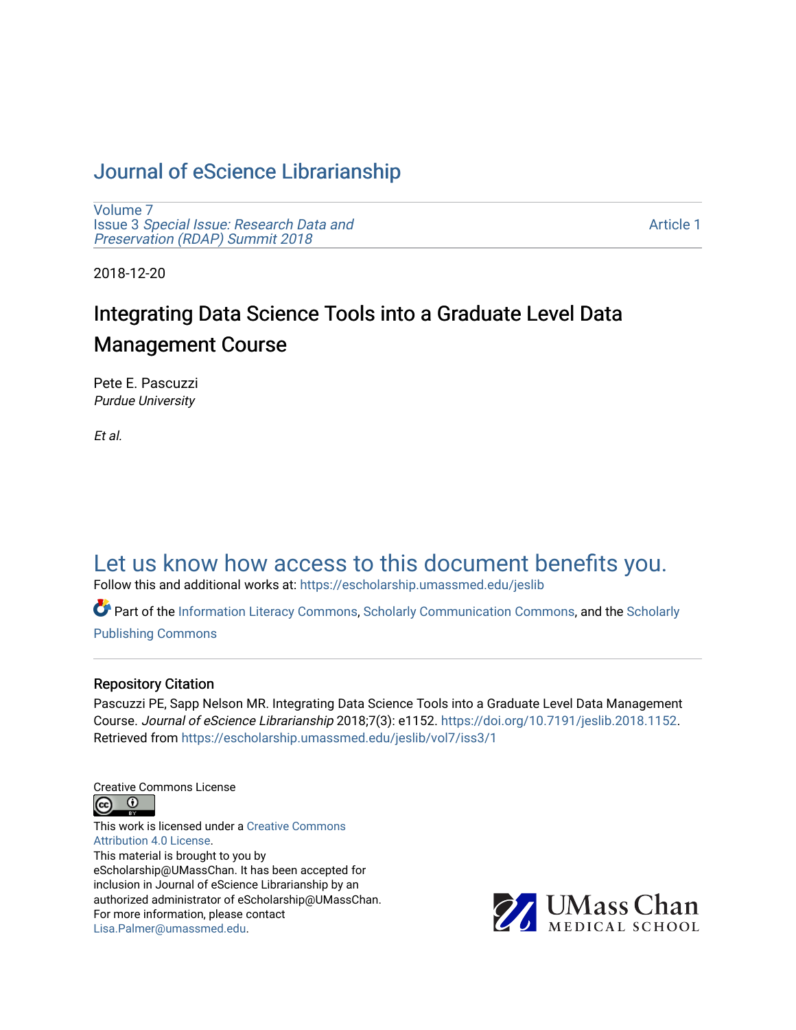# Journal of eScience Librarianship

Volume 7
Issue 3 *Special Issue: Research Data and Preservation (RDAP) Summit 2018*

Article 1

2018-12-20

## Integrating Data Science Tools into a Graduate Level Data Management Course

Pete E. Pascuzzi
*Purdue University*

*Et al.*

Let us know how access to this document benefits you.

Follow this and additional works at: https://escholarship.umassmed.edu/jeslib

Part of the Information Literacy Commons, Scholarly Communication Commons, and the Scholarly Publishing Commons

### Repository Citation

Pascuzzi PE, Sapp Nelson MR. Integrating Data Science Tools into a Graduate Level Data Management Course. *Journal of eScience Librarianship* 2018;7(3): e1152. https://doi.org/10.7191/jeslib.2018.1152. Retrieved from https://escholarship.umassmed.edu/jeslib/vol7/iss3/1

Creative Commons License

This work is licensed under a Creative Commons Attribution 4.0 License.
This material is brought to you by eScholarship@UMassChan. It has been accepted for inclusion in Journal of eScience Librarianship by an authorized administrator of eScholarship@UMassChan. For more information, please contact Lisa.Palmer@umassmed.edu.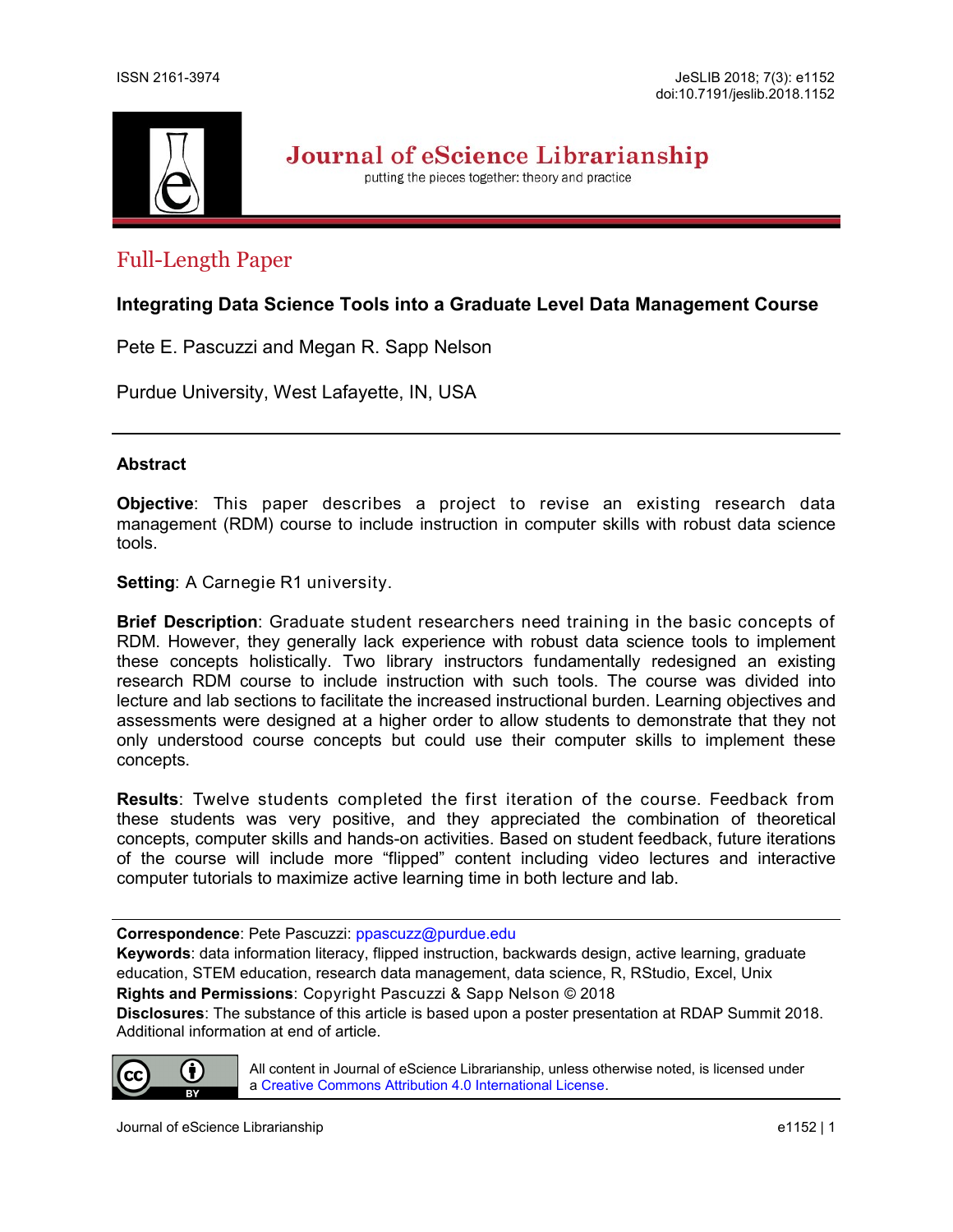## Full-Length Paper

# Integrating Data Science Tools into a Graduate Level Data Management Course

Pete E. Pascuzzi and Megan R. Sapp Nelson

Purdue University, West Lafayette, IN, USA

---

## Abstract

**Objective**: This paper describes a project to revise an existing research data management (RDM) course to include instruction in computer skills with robust data science tools.

**Setting**: A Carnegie R1 university.

**Brief Description**: Graduate student researchers need training in the basic concepts of RDM. However, they generally lack experience with robust data science tools to implement these concepts holistically. Two library instructors fundamentally redesigned an existing research RDM course to include instruction with such tools. The course was divided into lecture and lab sections to facilitate the increased instructional burden. Learning objectives and assessments were designed at a higher order to allow students to demonstrate that they not only understood course concepts but could use their computer skills to implement these concepts.

**Results**: Twelve students completed the first iteration of the course. Feedback from these students was very positive, and they appreciated the combination of theoretical concepts, computer skills and hands-on activities. Based on student feedback, future iterations of the course will include more "flipped" content including video lectures and interactive computer tutorials to maximize active learning time in both lecture and lab.

---

**Correspondence**: Pete Pascuzzi: ppascuzz@purdue.edu
**Keywords**: data information literacy, flipped instruction, backwards design, active learning, graduate education, STEM education, research data management, data science, R, RStudio, Excel, Unix
**Rights and Permissions**: Copyright Pascuzzi & Sapp Nelson © 2018
**Disclosures**: The substance of this article is based upon a poster presentation at RDAP Summit 2018. Additional information at end of article.

All content in Journal of eScience Librarianship, unless otherwise noted, is licensed under a Creative Commons Attribution 4.0 International License.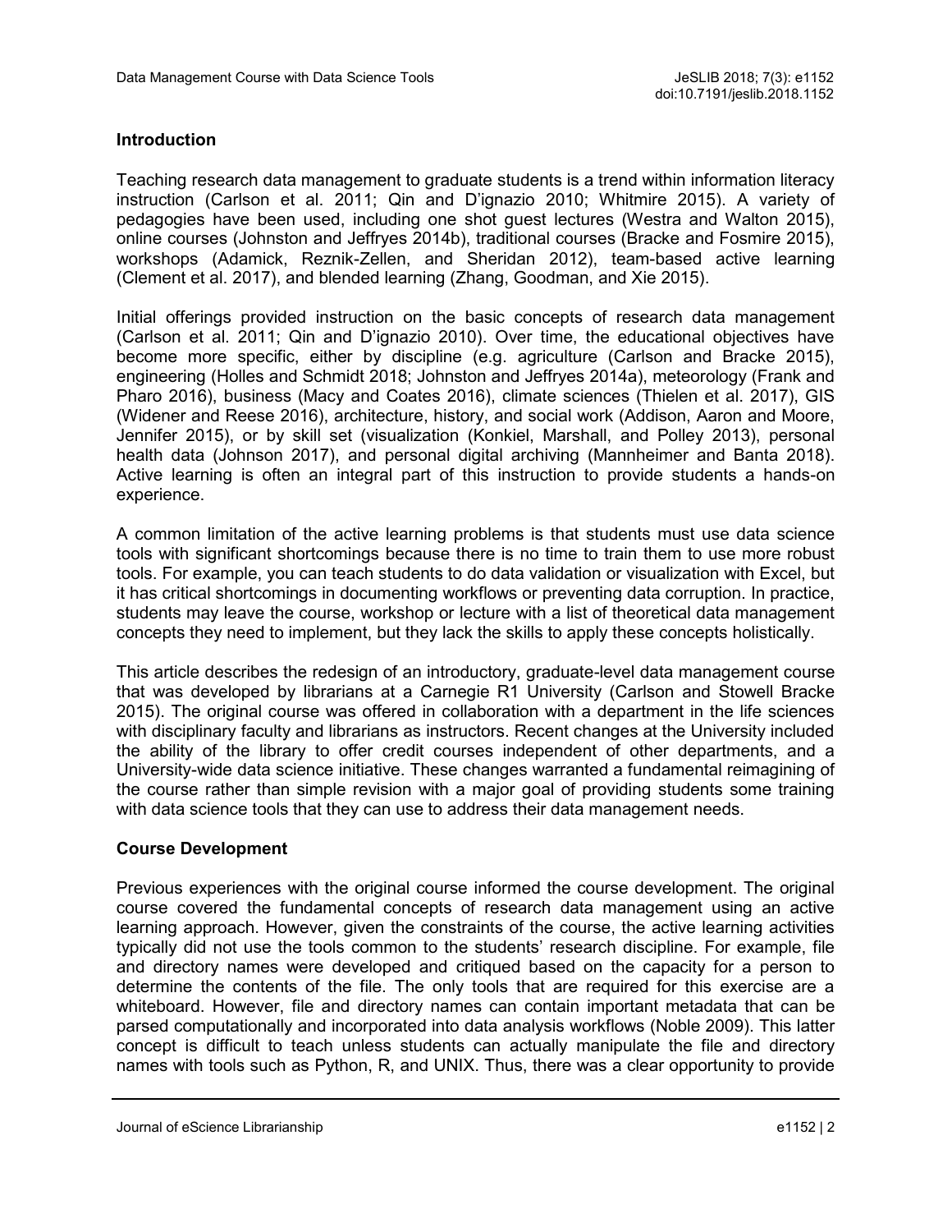## Introduction

Teaching research data management to graduate students is a trend within information literacy instruction (Carlson et al. 2011; Qin and D'ignazio 2010; Whitmire 2015). A variety of pedagogies have been used, including one shot guest lectures (Westra and Walton 2015), online courses (Johnston and Jeffryes 2014b), traditional courses (Bracke and Fosmire 2015), workshops (Adamick, Reznik-Zellen, and Sheridan 2012), team-based active learning (Clement et al. 2017), and blended learning (Zhang, Goodman, and Xie 2015).

Initial offerings provided instruction on the basic concepts of research data management (Carlson et al. 2011; Qin and D'ignazio 2010). Over time, the educational objectives have become more specific, either by discipline (e.g. agriculture (Carlson and Bracke 2015), engineering (Holles and Schmidt 2018; Johnston and Jeffryes 2014a), meteorology (Frank and Pharo 2016), business (Macy and Coates 2016), climate sciences (Thielen et al. 2017), GIS (Widener and Reese 2016), architecture, history, and social work (Addison, Aaron and Moore, Jennifer 2015), or by skill set (visualization (Konkiel, Marshall, and Polley 2013), personal health data (Johnson 2017), and personal digital archiving (Mannheimer and Banta 2018). Active learning is often an integral part of this instruction to provide students a hands-on experience.

A common limitation of the active learning problems is that students must use data science tools with significant shortcomings because there is no time to train them to use more robust tools. For example, you can teach students to do data validation or visualization with Excel, but it has critical shortcomings in documenting workflows or preventing data corruption. In practice, students may leave the course, workshop or lecture with a list of theoretical data management concepts they need to implement, but they lack the skills to apply these concepts holistically.

This article describes the redesign of an introductory, graduate-level data management course that was developed by librarians at a Carnegie R1 University (Carlson and Stowell Bracke 2015). The original course was offered in collaboration with a department in the life sciences with disciplinary faculty and librarians as instructors. Recent changes at the University included the ability of the library to offer credit courses independent of other departments, and a University-wide data science initiative. These changes warranted a fundamental reimagining of the course rather than simple revision with a major goal of providing students some training with data science tools that they can use to address their data management needs.

## Course Development

Previous experiences with the original course informed the course development. The original course covered the fundamental concepts of research data management using an active learning approach. However, given the constraints of the course, the active learning activities typically did not use the tools common to the students' research discipline. For example, file and directory names were developed and critiqued based on the capacity for a person to determine the contents of the file. The only tools that are required for this exercise are a whiteboard. However, file and directory names can contain important metadata that can be parsed computationally and incorporated into data analysis workflows (Noble 2009). This latter concept is difficult to teach unless students can actually manipulate the file and directory names with tools such as Python, R, and UNIX. Thus, there was a clear opportunity to provide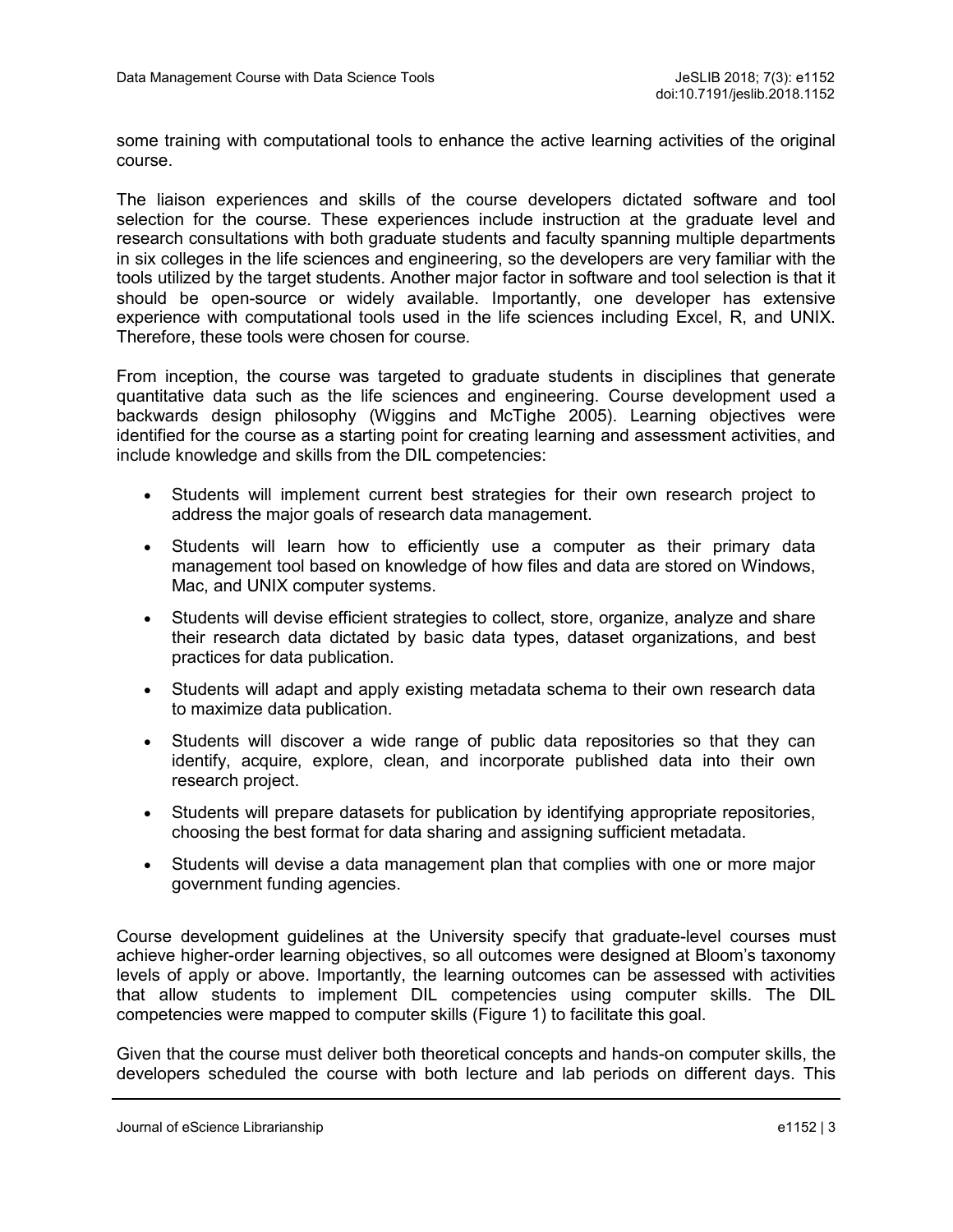some training with computational tools to enhance the active learning activities of the original course.

The liaison experiences and skills of the course developers dictated software and tool selection for the course. These experiences include instruction at the graduate level and research consultations with both graduate students and faculty spanning multiple departments in six colleges in the life sciences and engineering, so the developers are very familiar with the tools utilized by the target students. Another major factor in software and tool selection is that it should be open-source or widely available. Importantly, one developer has extensive experience with computational tools used in the life sciences including Excel, R, and UNIX. Therefore, these tools were chosen for course.

From inception, the course was targeted to graduate students in disciplines that generate quantitative data such as the life sciences and engineering. Course development used a backwards design philosophy (Wiggins and McTighe 2005). Learning objectives were identified for the course as a starting point for creating learning and assessment activities, and include knowledge and skills from the DIL competencies:

- Students will implement current best strategies for their own research project to address the major goals of research data management.
- Students will learn how to efficiently use a computer as their primary data management tool based on knowledge of how files and data are stored on Windows, Mac, and UNIX computer systems.
- Students will devise efficient strategies to collect, store, organize, analyze and share their research data dictated by basic data types, dataset organizations, and best practices for data publication.
- Students will adapt and apply existing metadata schema to their own research data to maximize data publication.
- Students will discover a wide range of public data repositories so that they can identify, acquire, explore, clean, and incorporate published data into their own research project.
- Students will prepare datasets for publication by identifying appropriate repositories, choosing the best format for data sharing and assigning sufficient metadata.
- Students will devise a data management plan that complies with one or more major government funding agencies.

Course development guidelines at the University specify that graduate-level courses must achieve higher-order learning objectives, so all outcomes were designed at Bloom's taxonomy levels of apply or above. Importantly, the learning outcomes can be assessed with activities that allow students to implement DIL competencies using computer skills. The DIL competencies were mapped to computer skills (Figure 1) to facilitate this goal.

Given that the course must deliver both theoretical concepts and hands-on computer skills, the developers scheduled the course with both lecture and lab periods on different days. This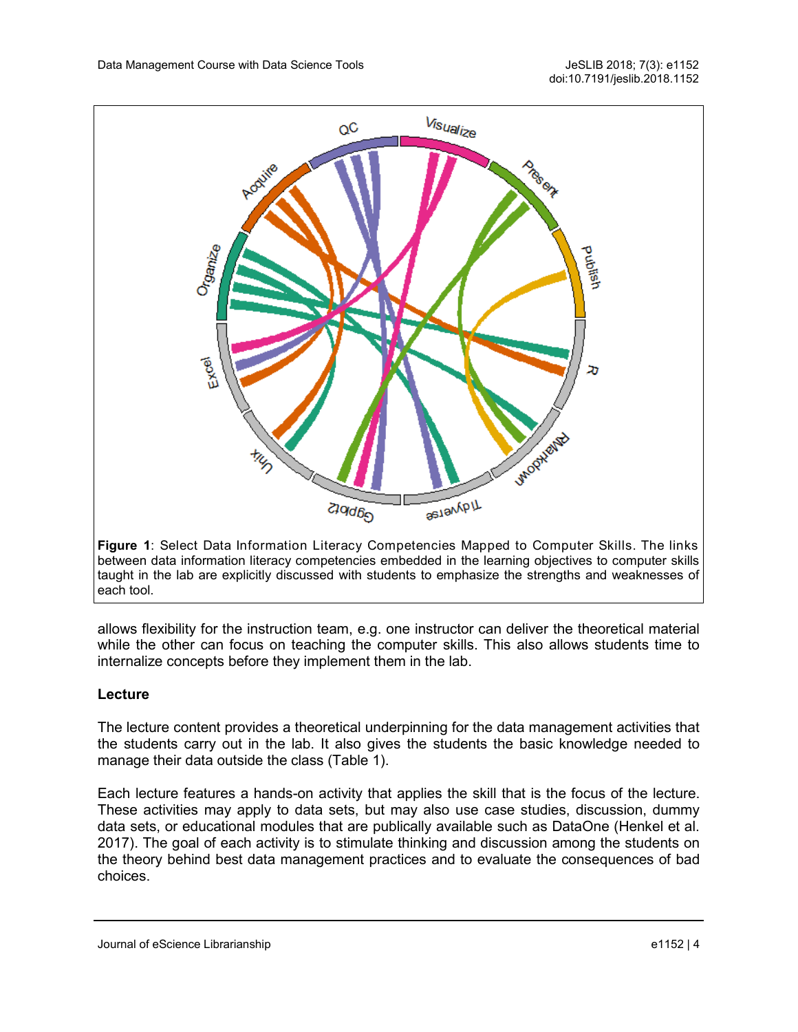**Figure 1**: Select Data Information Literacy Competencies Mapped to Computer Skills. The links between data information literacy competencies embedded in the learning objectives to computer skills taught in the lab are explicitly discussed with students to emphasize the strengths and weaknesses of each tool.

allows flexibility for the instruction team, e.g. one instructor can deliver the theoretical material while the other can focus on teaching the computer skills. This also allows students time to internalize concepts before they implement them in the lab.

### Lecture

The lecture content provides a theoretical underpinning for the data management activities that the students carry out in the lab. It also gives the students the basic knowledge needed to manage their data outside the class (Table 1).

Each lecture features a hands-on activity that applies the skill that is the focus of the lecture. These activities may apply to data sets, but may also use case studies, discussion, dummy data sets, or educational modules that are publically available such as DataOne (Henkel et al. 2017). The goal of each activity is to stimulate thinking and discussion among the students on the theory behind best data management practices and to evaluate the consequences of bad choices.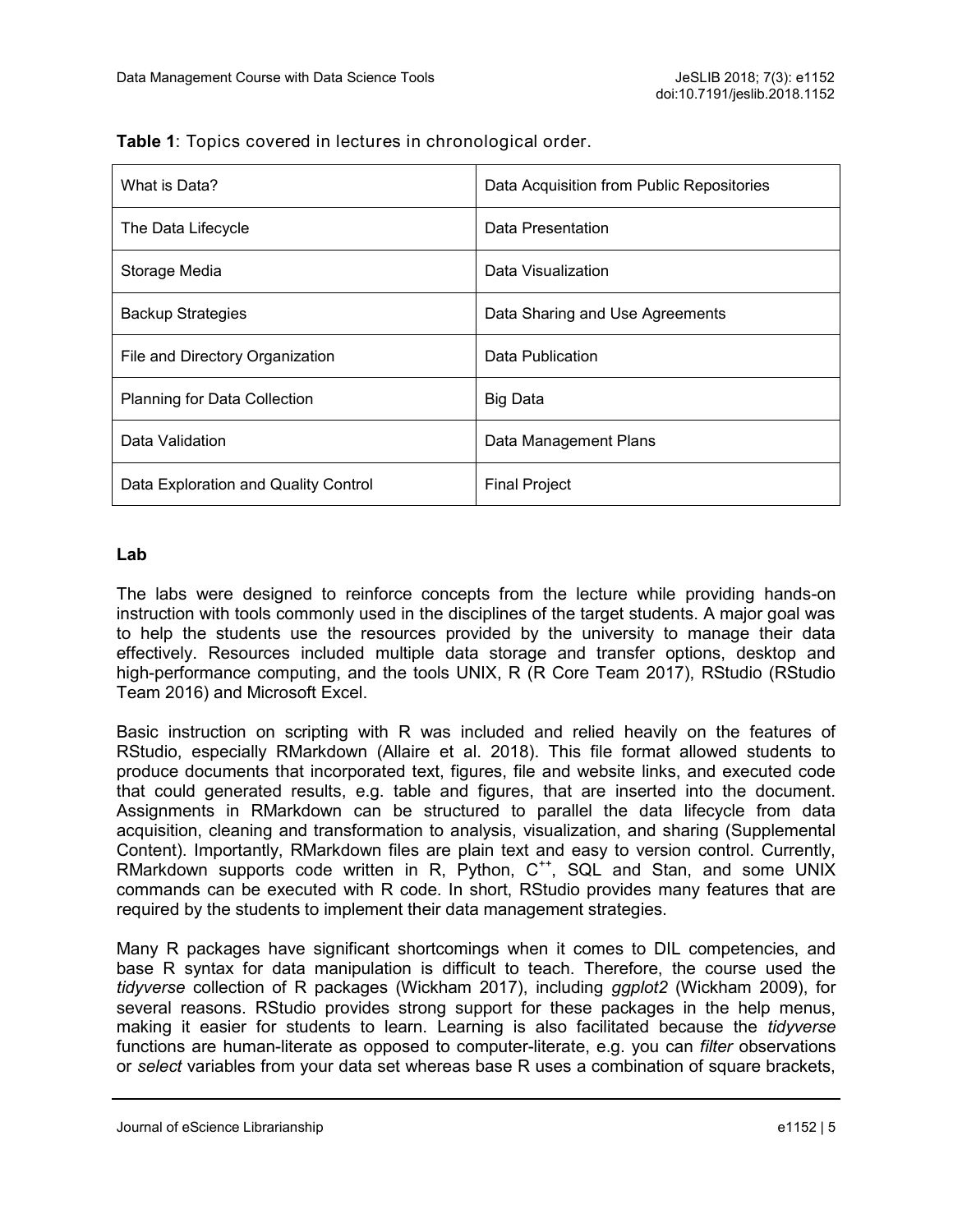**Table 1**: Topics covered in lectures in chronological order.

| | |
|---|---|
| What is Data? | Data Acquisition from Public Repositories |
| The Data Lifecycle | Data Presentation |
| Storage Media | Data Visualization |
| Backup Strategies | Data Sharing and Use Agreements |
| File and Directory Organization | Data Publication |
| Planning for Data Collection | Big Data |
| Data Validation | Data Management Plans |
| Data Exploration and Quality Control | Final Project |

### Lab

The labs were designed to reinforce concepts from the lecture while providing hands-on instruction with tools commonly used in the disciplines of the target students. A major goal was to help the students use the resources provided by the university to manage their data effectively. Resources included multiple data storage and transfer options, desktop and high-performance computing, and the tools UNIX, R (R Core Team 2017), RStudio (RStudio Team 2016) and Microsoft Excel.

Basic instruction on scripting with R was included and relied heavily on the features of RStudio, especially RMarkdown (Allaire et al. 2018). This file format allowed students to produce documents that incorporated text, figures, file and website links, and executed code that could generated results, e.g. table and figures, that are inserted into the document. Assignments in RMarkdown can be structured to parallel the data lifecycle from data acquisition, cleaning and transformation to analysis, visualization, and sharing (Supplemental Content). Importantly, RMarkdown files are plain text and easy to version control. Currently, RMarkdown supports code written in R, Python, C++, SQL and Stan, and some UNIX commands can be executed with R code. In short, RStudio provides many features that are required by the students to implement their data management strategies.

Many R packages have significant shortcomings when it comes to DIL competencies, and base R syntax for data manipulation is difficult to teach. Therefore, the course used the *tidyverse* collection of R packages (Wickham 2017), including *ggplot2* (Wickham 2009), for several reasons. RStudio provides strong support for these packages in the help menus, making it easier for students to learn. Learning is also facilitated because the *tidyverse* functions are human-literate as opposed to computer-literate, e.g. you can *filter* observations or *select* variables from your data set whereas base R uses a combination of square brackets,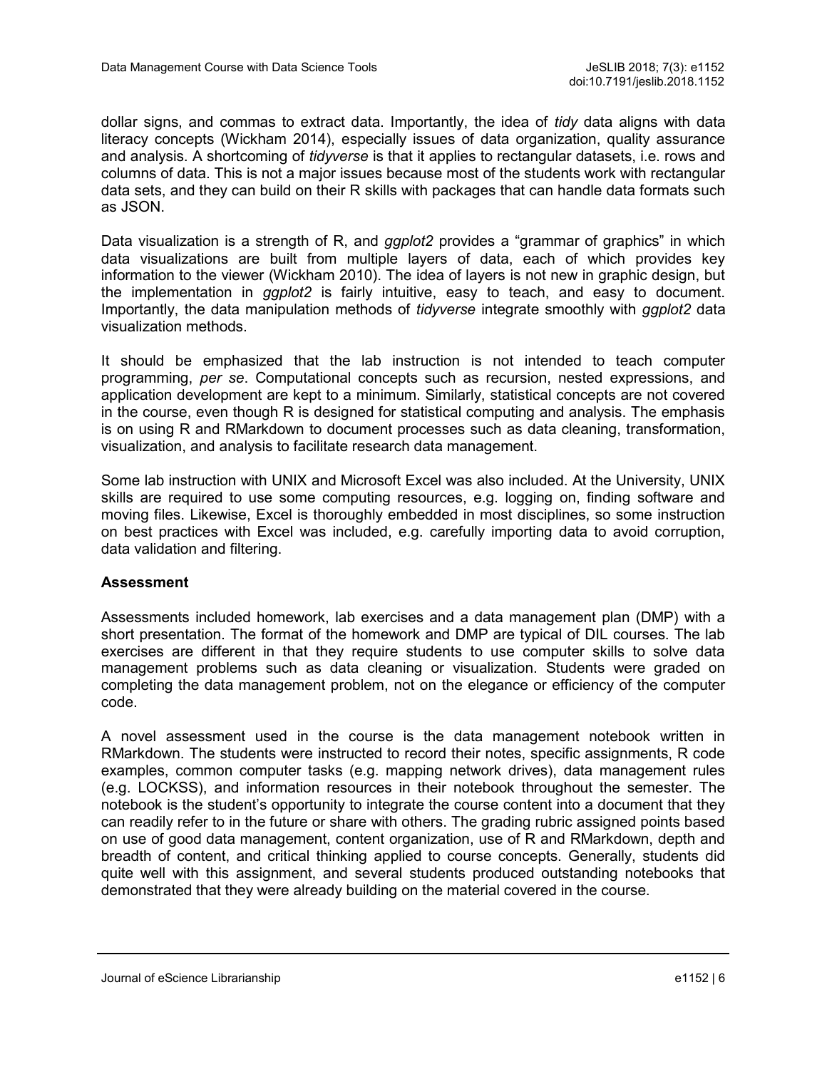dollar signs, and commas to extract data. Importantly, the idea of *tidy* data aligns with data literacy concepts (Wickham 2014), especially issues of data organization, quality assurance and analysis. A shortcoming of *tidyverse* is that it applies to rectangular datasets, i.e. rows and columns of data. This is not a major issues because most of the students work with rectangular data sets, and they can build on their R skills with packages that can handle data formats such as JSON.

Data visualization is a strength of R, and *ggplot2* provides a "grammar of graphics" in which data visualizations are built from multiple layers of data, each of which provides key information to the viewer (Wickham 2010). The idea of layers is not new in graphic design, but the implementation in *ggplot2* is fairly intuitive, easy to teach, and easy to document. Importantly, the data manipulation methods of *tidyverse* integrate smoothly with *ggplot2* data visualization methods.

It should be emphasized that the lab instruction is not intended to teach computer programming, *per se*. Computational concepts such as recursion, nested expressions, and application development are kept to a minimum. Similarly, statistical concepts are not covered in the course, even though R is designed for statistical computing and analysis. The emphasis is on using R and RMarkdown to document processes such as data cleaning, transformation, visualization, and analysis to facilitate research data management.

Some lab instruction with UNIX and Microsoft Excel was also included. At the University, UNIX skills are required to use some computing resources, e.g. logging on, finding software and moving files. Likewise, Excel is thoroughly embedded in most disciplines, so some instruction on best practices with Excel was included, e.g. carefully importing data to avoid corruption, data validation and filtering.

### Assessment

Assessments included homework, lab exercises and a data management plan (DMP) with a short presentation. The format of the homework and DMP are typical of DIL courses. The lab exercises are different in that they require students to use computer skills to solve data management problems such as data cleaning or visualization. Students were graded on completing the data management problem, not on the elegance or efficiency of the computer code.

A novel assessment used in the course is the data management notebook written in RMarkdown. The students were instructed to record their notes, specific assignments, R code examples, common computer tasks (e.g. mapping network drives), data management rules (e.g. LOCKSS), and information resources in their notebook throughout the semester. The notebook is the student's opportunity to integrate the course content into a document that they can readily refer to in the future or share with others. The grading rubric assigned points based on use of good data management, content organization, use of R and RMarkdown, depth and breadth of content, and critical thinking applied to course concepts. Generally, students did quite well with this assignment, and several students produced outstanding notebooks that demonstrated that they were already building on the material covered in the course.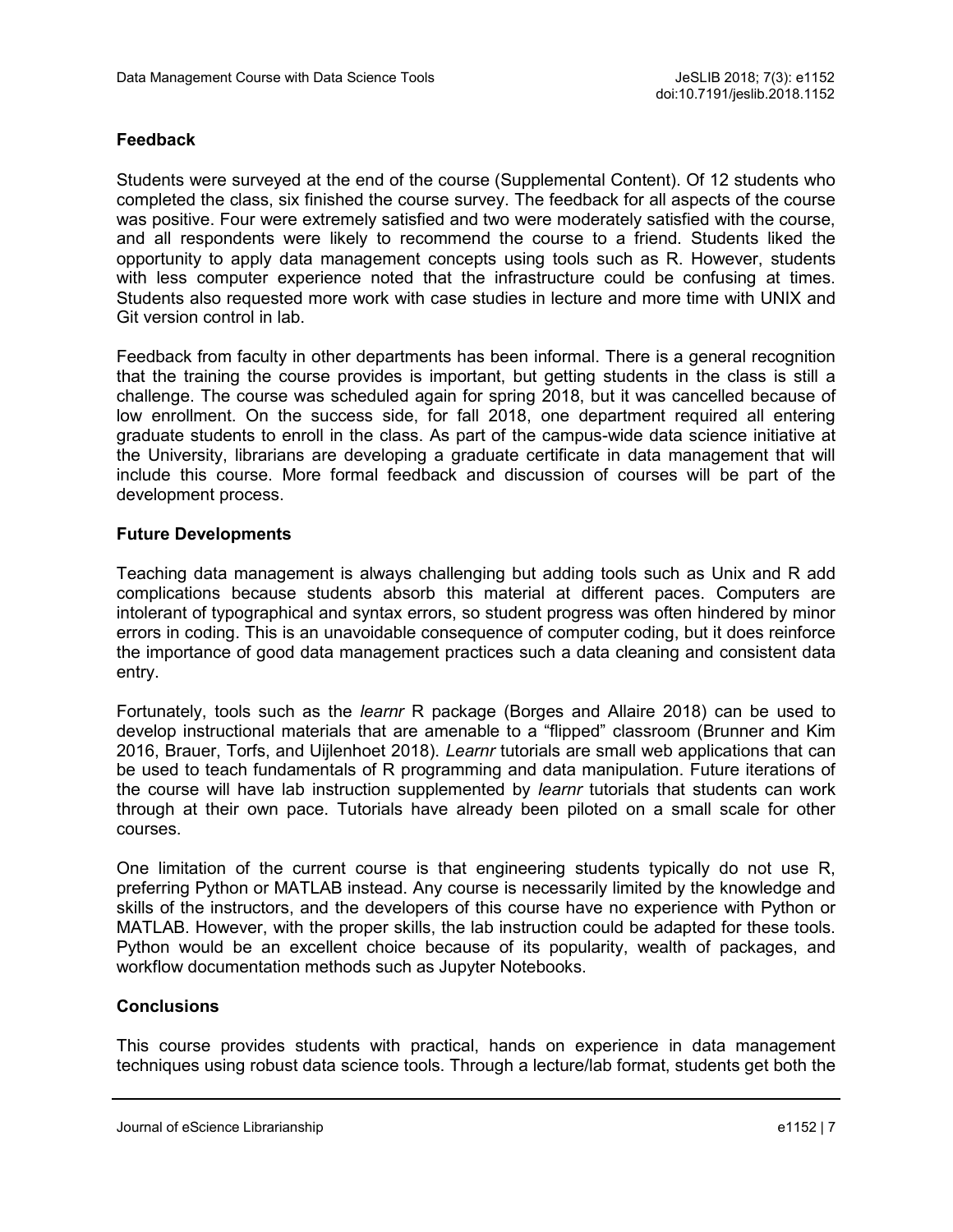## Feedback

Students were surveyed at the end of the course (Supplemental Content). Of 12 students who completed the class, six finished the course survey. The feedback for all aspects of the course was positive. Four were extremely satisfied and two were moderately satisfied with the course, and all respondents were likely to recommend the course to a friend. Students liked the opportunity to apply data management concepts using tools such as R. However, students with less computer experience noted that the infrastructure could be confusing at times. Students also requested more work with case studies in lecture and more time with UNIX and Git version control in lab.

Feedback from faculty in other departments has been informal. There is a general recognition that the training the course provides is important, but getting students in the class is still a challenge. The course was scheduled again for spring 2018, but it was cancelled because of low enrollment. On the success side, for fall 2018, one department required all entering graduate students to enroll in the class. As part of the campus-wide data science initiative at the University, librarians are developing a graduate certificate in data management that will include this course. More formal feedback and discussion of courses will be part of the development process.

## Future Developments

Teaching data management is always challenging but adding tools such as Unix and R add complications because students absorb this material at different paces. Computers are intolerant of typographical and syntax errors, so student progress was often hindered by minor errors in coding. This is an unavoidable consequence of computer coding, but it does reinforce the importance of good data management practices such a data cleaning and consistent data entry.

Fortunately, tools such as the *learnr* R package (Borges and Allaire 2018) can be used to develop instructional materials that are amenable to a "flipped" classroom (Brunner and Kim 2016, Brauer, Torfs, and Uijlenhoet 2018). *Learnr* tutorials are small web applications that can be used to teach fundamentals of R programming and data manipulation. Future iterations of the course will have lab instruction supplemented by *learnr* tutorials that students can work through at their own pace. Tutorials have already been piloted on a small scale for other courses.

One limitation of the current course is that engineering students typically do not use R, preferring Python or MATLAB instead. Any course is necessarily limited by the knowledge and skills of the instructors, and the developers of this course have no experience with Python or MATLAB. However, with the proper skills, the lab instruction could be adapted for these tools. Python would be an excellent choice because of its popularity, wealth of packages, and workflow documentation methods such as Jupyter Notebooks.

## Conclusions

This course provides students with practical, hands on experience in data management techniques using robust data science tools. Through a lecture/lab format, students get both the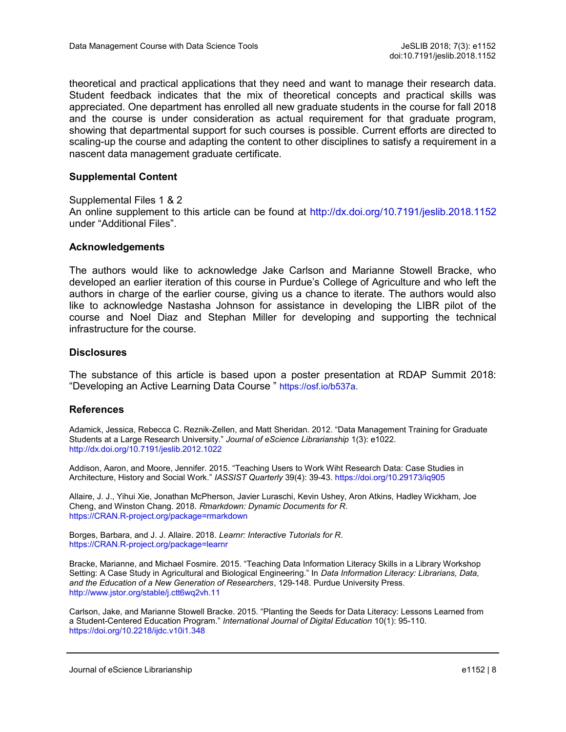theoretical and practical applications that they need and want to manage their research data. Student feedback indicates that the mix of theoretical concepts and practical skills was appreciated. One department has enrolled all new graduate students in the course for fall 2018 and the course is under consideration as actual requirement for that graduate program, showing that departmental support for such courses is possible. Current efforts are directed to scaling-up the course and adapting the content to other disciplines to satisfy a requirement in a nascent data management graduate certificate.

### Supplemental Content

Supplemental Files 1 & 2
An online supplement to this article can be found at http://dx.doi.org/10.7191/jeslib.2018.1152 under "Additional Files".

### Acknowledgements

The authors would like to acknowledge Jake Carlson and Marianne Stowell Bracke, who developed an earlier iteration of this course in Purdue's College of Agriculture and who left the authors in charge of the earlier course, giving us a chance to iterate. The authors would also like to acknowledge Nastasha Johnson for assistance in developing the LIBR pilot of the course and Noel Diaz and Stephan Miller for developing and supporting the technical infrastructure for the course.

### Disclosures

The substance of this article is based upon a poster presentation at RDAP Summit 2018: "Developing an Active Learning Data Course " https://osf.io/b537a.

### References

Adamick, Jessica, Rebecca C. Reznik-Zellen, and Matt Sheridan. 2012. "Data Management Training for Graduate Students at a Large Research University." *Journal of eScience Librarianship* 1(3): e1022. http://dx.doi.org/10.7191/jeslib.2012.1022

Addison, Aaron, and Moore, Jennifer. 2015. "Teaching Users to Work Wiht Research Data: Case Studies in Architecture, History and Social Work." *IASSIST Quarterly* 39(4): 39-43. https://doi.org/10.29173/iq905

Allaire, J. J., Yihui Xie, Jonathan McPherson, Javier Luraschi, Kevin Ushey, Aron Atkins, Hadley Wickham, Joe Cheng, and Winston Chang. 2018. *Rmarkdown: Dynamic Documents for R*. https://CRAN.R-project.org/package=rmarkdown

Borges, Barbara, and J. J. Allaire. 2018. *Learnr: Interactive Tutorials for R*. https://CRAN.R-project.org/package=learnr

Bracke, Marianne, and Michael Fosmire. 2015. "Teaching Data Information Literacy Skills in a Library Workshop Setting: A Case Study in Agricultural and Biological Engineering." In *Data Information Literacy: Librarians, Data, and the Education of a New Generation of Researchers*, 129-148. Purdue University Press. http://www.jstor.org/stable/j.ctt6wq2vh.11

Carlson, Jake, and Marianne Stowell Bracke. 2015. "Planting the Seeds for Data Literacy: Lessons Learned from a Student-Centered Education Program." *International Journal of Digital Education* 10(1): 95-110. https://doi.org/10.2218/ijdc.v10i1.348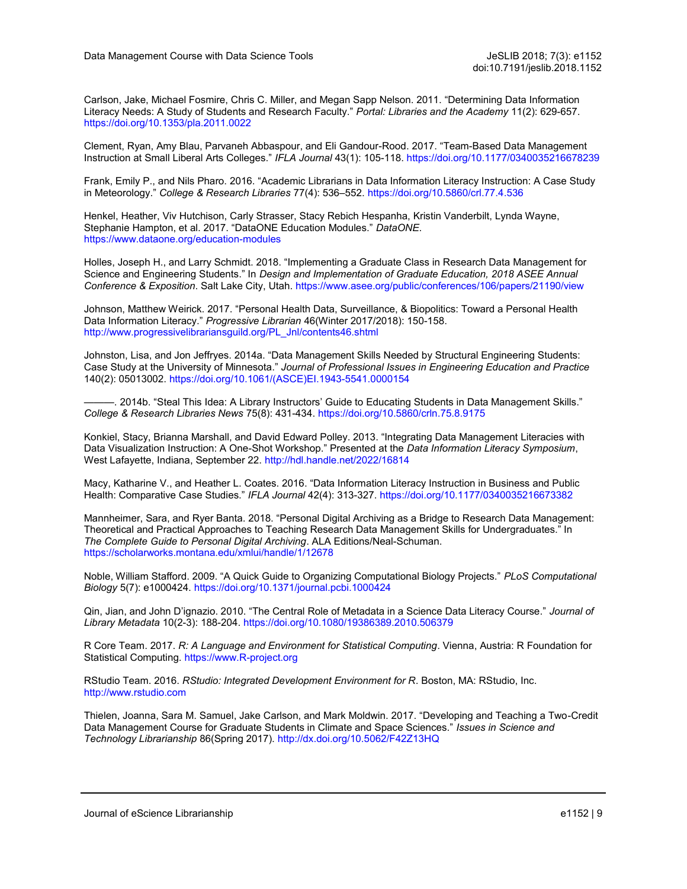Carlson, Jake, Michael Fosmire, Chris C. Miller, and Megan Sapp Nelson. 2011. "Determining Data Information Literacy Needs: A Study of Students and Research Faculty." *Portal: Libraries and the Academy* 11(2): 629-657. https://doi.org/10.1353/pla.2011.0022

Clement, Ryan, Amy Blau, Parvaneh Abbaspour, and Eli Gandour-Rood. 2017. "Team-Based Data Management Instruction at Small Liberal Arts Colleges." *IFLA Journal* 43(1): 105-118. https://doi.org/10.1177/0340035216678239

Frank, Emily P., and Nils Pharo. 2016. "Academic Librarians in Data Information Literacy Instruction: A Case Study in Meteorology." *College & Research Libraries* 77(4): 536–552. https://doi.org/10.5860/crl.77.4.536

Henkel, Heather, Viv Hutchison, Carly Strasser, Stacy Rebich Hespanha, Kristin Vanderbilt, Lynda Wayne, Stephanie Hampton, et al. 2017. "DataONE Education Modules." *DataONE*. https://www.dataone.org/education-modules

Holles, Joseph H., and Larry Schmidt. 2018. "Implementing a Graduate Class in Research Data Management for Science and Engineering Students." In *Design and Implementation of Graduate Education, 2018 ASEE Annual Conference & Exposition*. Salt Lake City, Utah. https://www.asee.org/public/conferences/106/papers/21190/view

Johnson, Matthew Weirick. 2017. "Personal Health Data, Surveillance, & Biopolitics: Toward a Personal Health Data Information Literacy." *Progressive Librarian* 46(Winter 2017/2018): 150-158. http://www.progressivelibrariansguild.org/PL_Jnl/contents46.shtml

Johnston, Lisa, and Jon Jeffryes. 2014a. "Data Management Skills Needed by Structural Engineering Students: Case Study at the University of Minnesota." *Journal of Professional Issues in Engineering Education and Practice* 140(2): 05013002. https://doi.org/10.1061/(ASCE)EI.1943-5541.0000154

———. 2014b. "Steal This Idea: A Library Instructors' Guide to Educating Students in Data Management Skills." *College & Research Libraries News* 75(8): 431-434. https://doi.org/10.5860/crln.75.8.9175

Konkiel, Stacy, Brianna Marshall, and David Edward Polley. 2013. "Integrating Data Management Literacies with Data Visualization Instruction: A One-Shot Workshop." Presented at the *Data Information Literacy Symposium*, West Lafayette, Indiana, September 22. http://hdl.handle.net/2022/16814

Macy, Katharine V., and Heather L. Coates. 2016. "Data Information Literacy Instruction in Business and Public Health: Comparative Case Studies." *IFLA Journal* 42(4): 313-327. https://doi.org/10.1177/0340035216673382

Mannheimer, Sara, and Ryer Banta. 2018. "Personal Digital Archiving as a Bridge to Research Data Management: Theoretical and Practical Approaches to Teaching Research Data Management Skills for Undergraduates." In *The Complete Guide to Personal Digital Archiving*. ALA Editions/Neal-Schuman. https://scholarworks.montana.edu/xmlui/handle/1/12678

Noble, William Stafford. 2009. "A Quick Guide to Organizing Computational Biology Projects." *PLoS Computational Biology* 5(7): e1000424. https://doi.org/10.1371/journal.pcbi.1000424

Qin, Jian, and John D'ignazio. 2010. "The Central Role of Metadata in a Science Data Literacy Course." *Journal of Library Metadata* 10(2-3): 188-204. https://doi.org/10.1080/19386389.2010.506379

R Core Team. 2017. *R: A Language and Environment for Statistical Computing*. Vienna, Austria: R Foundation for Statistical Computing. https://www.R-project.org

RStudio Team. 2016. *RStudio: Integrated Development Environment for R*. Boston, MA: RStudio, Inc. http://www.rstudio.com

Thielen, Joanna, Sara M. Samuel, Jake Carlson, and Mark Moldwin. 2017. "Developing and Teaching a Two-Credit Data Management Course for Graduate Students in Climate and Space Sciences." *Issues in Science and Technology Librarianship* 86(Spring 2017). http://dx.doi.org/10.5062/F42Z13HQ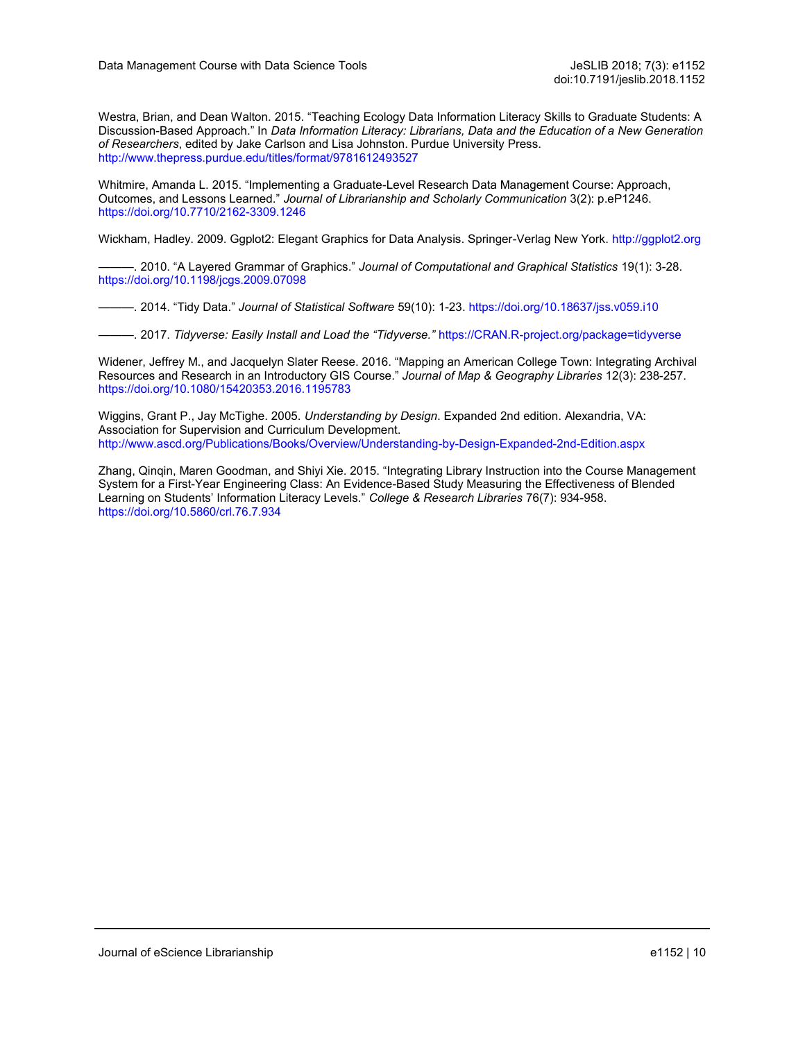Westra, Brian, and Dean Walton. 2015. “Teaching Ecology Data Information Literacy Skills to Graduate Students: A Discussion-Based Approach.” In *Data Information Literacy: Librarians, Data and the Education of a New Generation of Researchers*, edited by Jake Carlson and Lisa Johnston. Purdue University Press. http://www.thepress.purdue.edu/titles/format/9781612493527

Whitmire, Amanda L. 2015. “Implementing a Graduate-Level Research Data Management Course: Approach, Outcomes, and Lessons Learned.” *Journal of Librarianship and Scholarly Communication* 3(2): p.eP1246. https://doi.org/10.7710/2162-3309.1246

Wickham, Hadley. 2009. Ggplot2: Elegant Graphics for Data Analysis. Springer-Verlag New York. http://ggplot2.org

———. 2010. “A Layered Grammar of Graphics.” *Journal of Computational and Graphical Statistics* 19(1): 3-28. https://doi.org/10.1198/jcgs.2009.07098

———. 2014. “Tidy Data.” *Journal of Statistical Software* 59(10): 1-23. https://doi.org/10.18637/jss.v059.i10

———. 2017. *Tidyverse: Easily Install and Load the “Tidyverse.”* https://CRAN.R-project.org/package=tidyverse

Widener, Jeffrey M., and Jacquelyn Slater Reese. 2016. “Mapping an American College Town: Integrating Archival Resources and Research in an Introductory GIS Course.” *Journal of Map & Geography Libraries* 12(3): 238-257. https://doi.org/10.1080/15420353.2016.1195783

Wiggins, Grant P., Jay McTighe. 2005. *Understanding by Design*. Expanded 2nd edition. Alexandria, VA: Association for Supervision and Curriculum Development. http://www.ascd.org/Publications/Books/Overview/Understanding-by-Design-Expanded-2nd-Edition.aspx

Zhang, Qinqin, Maren Goodman, and Shiyi Xie. 2015. “Integrating Library Instruction into the Course Management System for a First-Year Engineering Class: An Evidence-Based Study Measuring the Effectiveness of Blended Learning on Students’ Information Literacy Levels.” *College & Research Libraries* 76(7): 934-958. https://doi.org/10.5860/crl.76.7.934